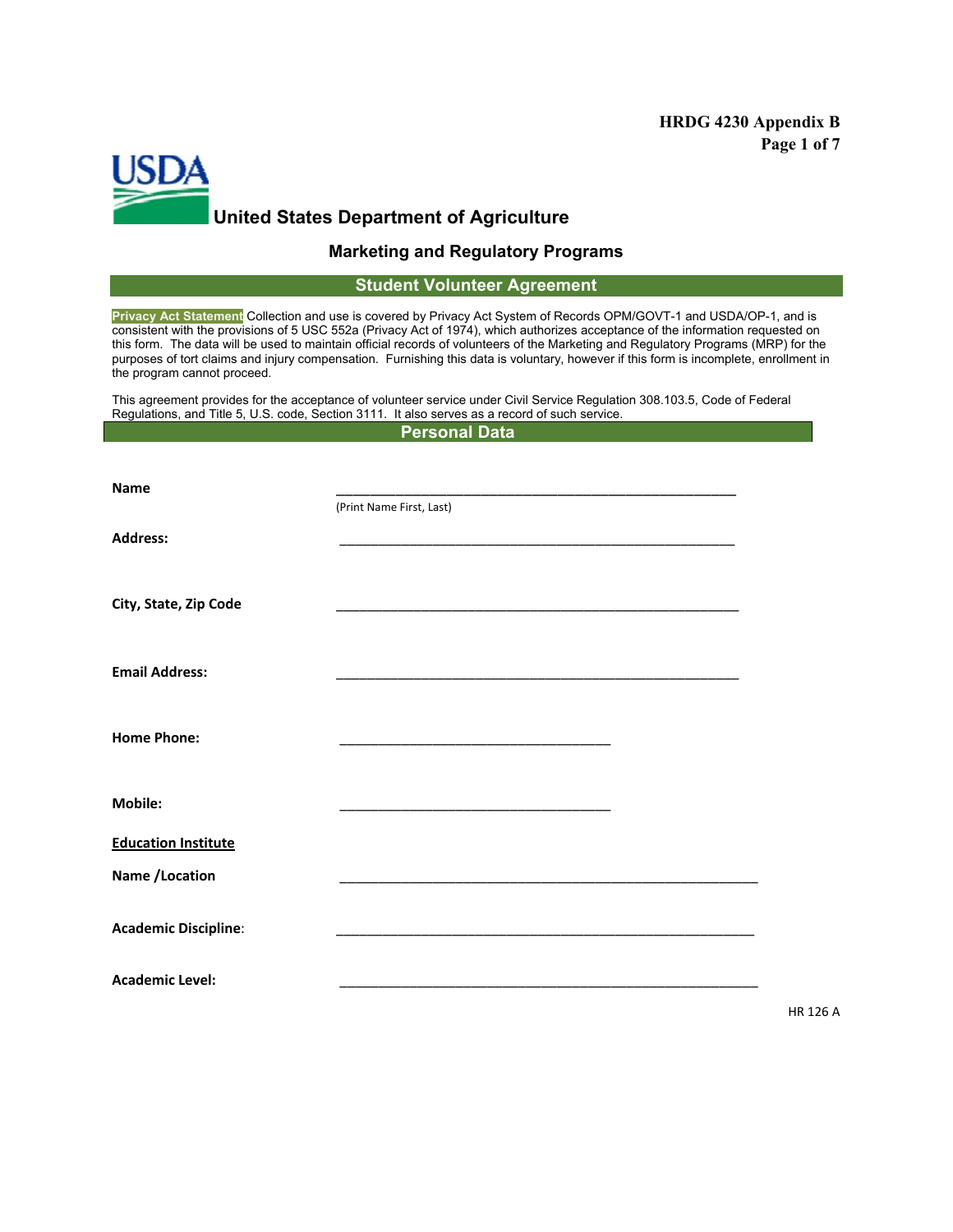# United States Department of Agriculture

## Marketing and Regulatory Programs

## Student Volunteer Agreement

**Privacy Act Statement** Collection and use is covered by Privacy Act System of Records OPM/GOVT-1 and USDA/OP-1, and is consistent with the provisions of 5 USC 552a (Privacy Act of 1974), which authorizes acceptance of the information requested on this form. The data will be used to maintain official records of volunteers of the Marketing and Regulatory Programs (MRP) for the purposes of tort claims and injury compensation. Furnishing this data is voluntary, however if this form is incomplete, enrollment in the program cannot proceed.

This agreement provides for the acceptance of volunteer service under Civil Service Regulation 308.103.5, Code of Federal Regulations, and Title 5, U.S. code, Section 3111. It also serves as a record of such service.

## Personal Data

**Name** ____________________________________________________________
(Print Name First, Last)

**Address:** ____________________________________________________________

**City, State, Zip Code** ____________________________________________________________

**Email Address:** ____________________________________________________________

**Home Phone:** ______________________________________

**Mobile:** ______________________________________

**Education Institute**

**Name /Location** ____________________________________________________________

**Academic Discipline**: ____________________________________________________________

**Academic Level:** ____________________________________________________________

HR 126 A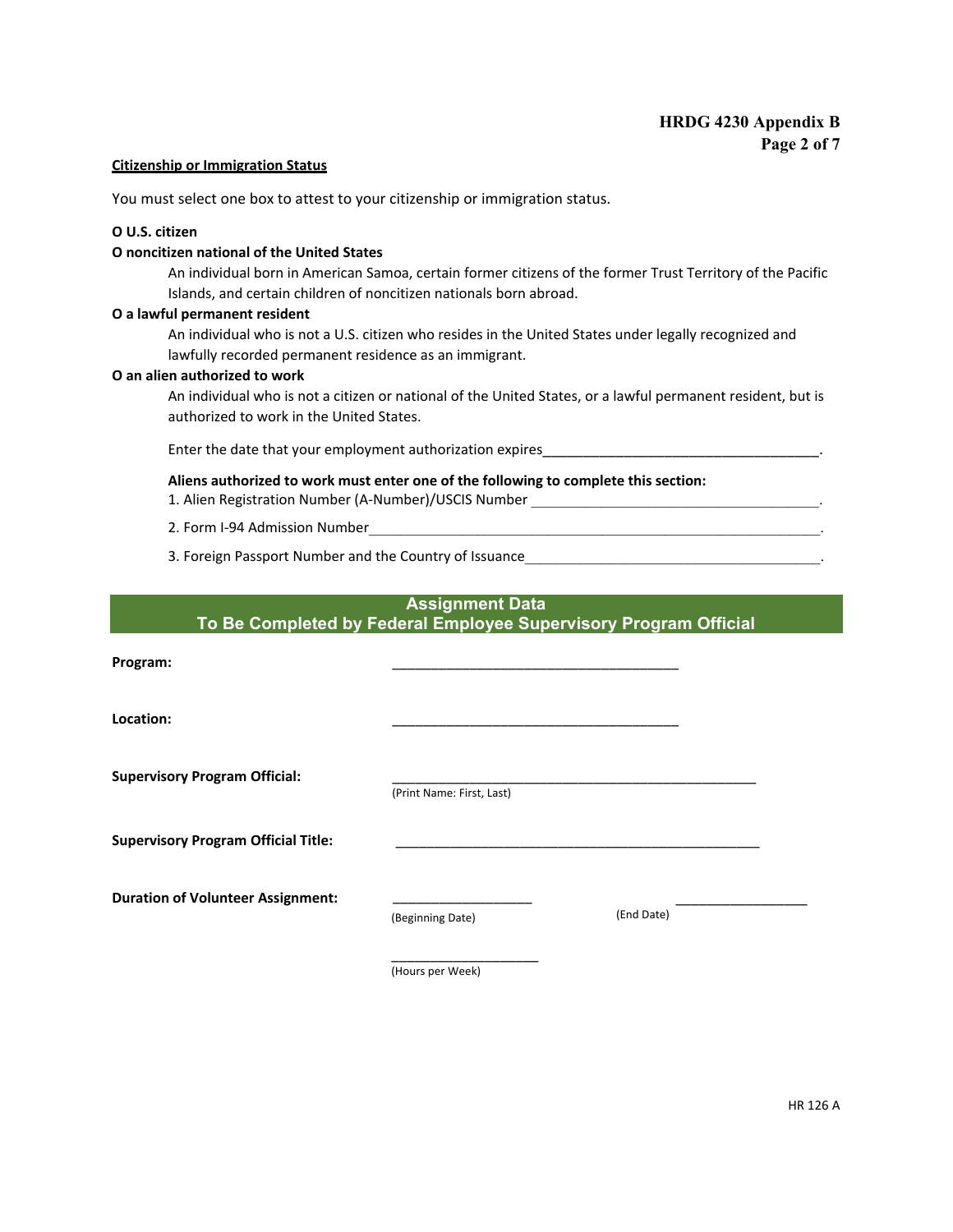**Citizenship or Immigration Status**

You must select one box to attest to your citizenship or immigration status.

**O U.S. citizen**

**O noncitizen national of the United States**

An individual born in American Samoa, certain former citizens of the former Trust Territory of the Pacific Islands, and certain children of noncitizen nationals born abroad.

**O a lawful permanent resident**

An individual who is not a U.S. citizen who resides in the United States under legally recognized and lawfully recorded permanent residence as an immigrant.

**O an alien authorized to work**

An individual who is not a citizen or national of the United States, or a lawful permanent resident, but is authorized to work in the United States.

Enter the date that your employment authorization expires___________________________________.

**Aliens authorized to work must enter one of the following to complete this section:**

1. Alien Registration Number (A-Number)/USCIS Number ___________________________________.
2. Form I-94 Admission Number___________________________________.
3. Foreign Passport Number and the Country of Issuance___________________________________.

## Assignment Data
## To Be Completed by Federal Employee Supervisory Program Official

**Program:** ___________________________________

**Location:** ___________________________________

**Supervisory Program Official:** ___________________________________
(Print Name: First, Last)

**Supervisory Program Official Title:** ___________________________________

**Duration of Volunteer Assignment:** __________________ (Beginning Date) __________________ (End Date)

__________________ (Hours per Week)

HR 126 A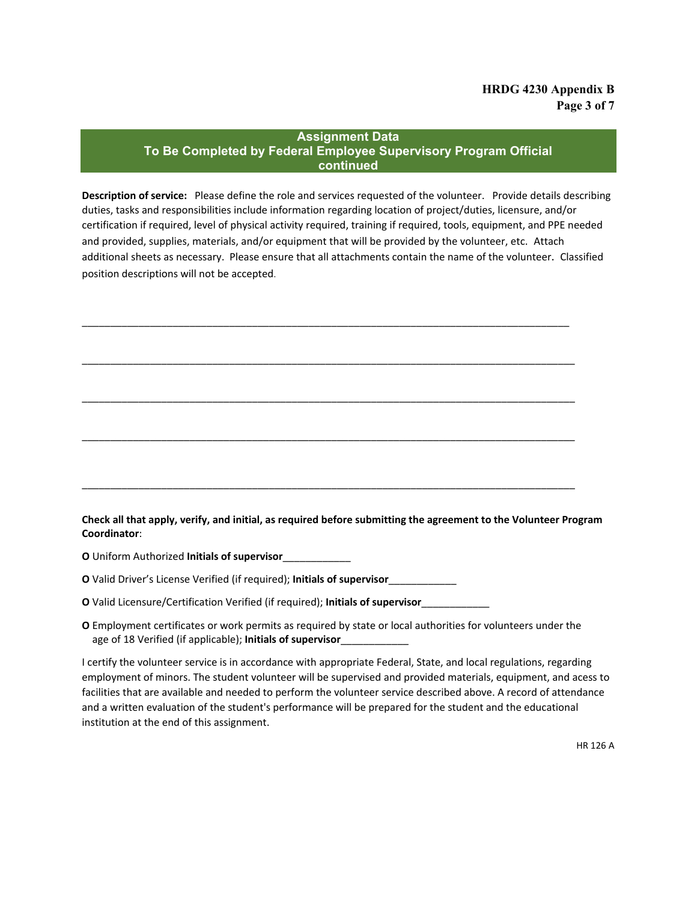## Assignment Data
## To Be Completed by Federal Employee Supervisory Program Official
## continued

**Description of service:** Please define the role and services requested of the volunteer. Provide details describing duties, tasks and responsibilities include information regarding location of project/duties, licensure, and/or certification if required, level of physical activity required, training if required, tools, equipment, and PPE needed and provided, supplies, materials, and/or equipment that will be provided by the volunteer, etc. Attach additional sheets as necessary. Please ensure that all attachments contain the name of the volunteer. Classified position descriptions will not be accepted.

_______________________________________________________________________________

_______________________________________________________________________________

_______________________________________________________________________________

_______________________________________________________________________________

_______________________________________________________________________________

**Check all that apply, verify, and initial, as required before submitting the agreement to the Volunteer Program Coordinator**:

**O** Uniform Authorized **Initials of supervisor**____________

**O** Valid Driver's License Verified (if required); **Initials of supervisor**____________

**O** Valid Licensure/Certification Verified (if required); **Initials of supervisor**____________

**O** Employment certificates or work permits as required by state or local authorities for volunteers under the age of 18 Verified (if applicable); **Initials of supervisor**____________

I certify the volunteer service is in accordance with appropriate Federal, State, and local regulations, regarding employment of minors. The student volunteer will be supervised and provided materials, equipment, and acess to facilities that are available and needed to perform the volunteer service described above. A record of attendance and a written evaluation of the student's performance will be prepared for the student and the educational institution at the end of this assignment.

HR 126 A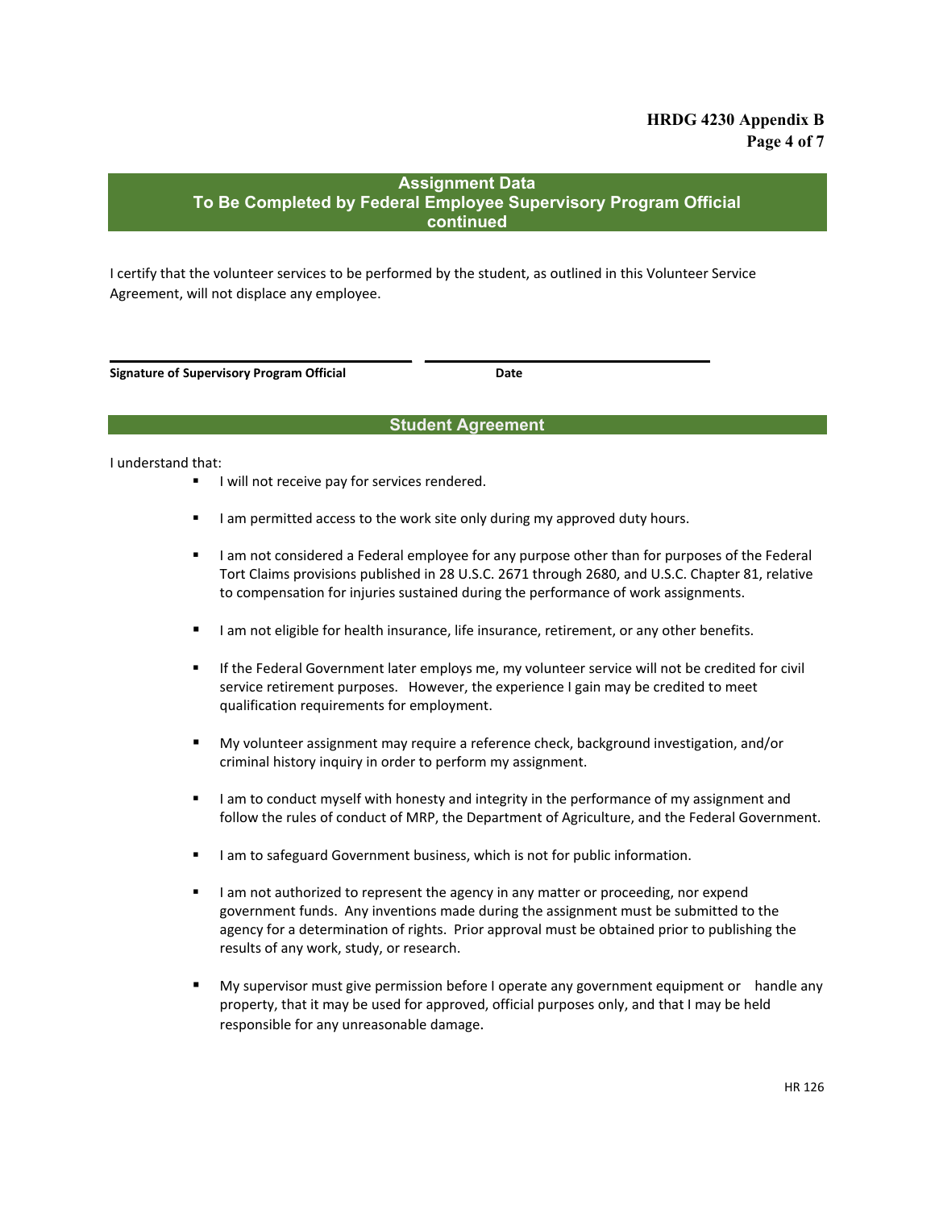## Assignment Data
## To Be Completed by Federal Employee Supervisory Program Official continued

I certify that the volunteer services to be performed by the student, as outlined in this Volunteer Service Agreement, will not displace any employee.

**Signature of Supervisory Program Official** **Date**

## Student Agreement

I understand that:

- I will not receive pay for services rendered.
- I am permitted access to the work site only during my approved duty hours.
- I am not considered a Federal employee for any purpose other than for purposes of the Federal Tort Claims provisions published in 28 U.S.C. 2671 through 2680, and U.S.C. Chapter 81, relative to compensation for injuries sustained during the performance of work assignments.
- I am not eligible for health insurance, life insurance, retirement, or any other benefits.
- If the Federal Government later employs me, my volunteer service will not be credited for civil service retirement purposes. However, the experience I gain may be credited to meet qualification requirements for employment.
- My volunteer assignment may require a reference check, background investigation, and/or criminal history inquiry in order to perform my assignment.
- I am to conduct myself with honesty and integrity in the performance of my assignment and follow the rules of conduct of MRP, the Department of Agriculture, and the Federal Government.
- I am to safeguard Government business, which is not for public information.
- I am not authorized to represent the agency in any matter or proceeding, nor expend government funds. Any inventions made during the assignment must be submitted to the agency for a determination of rights. Prior approval must be obtained prior to publishing the results of any work, study, or research.
- My supervisor must give permission before I operate any government equipment or handle any property, that it may be used for approved, official purposes only, and that I may be held responsible for any unreasonable damage.

HR 126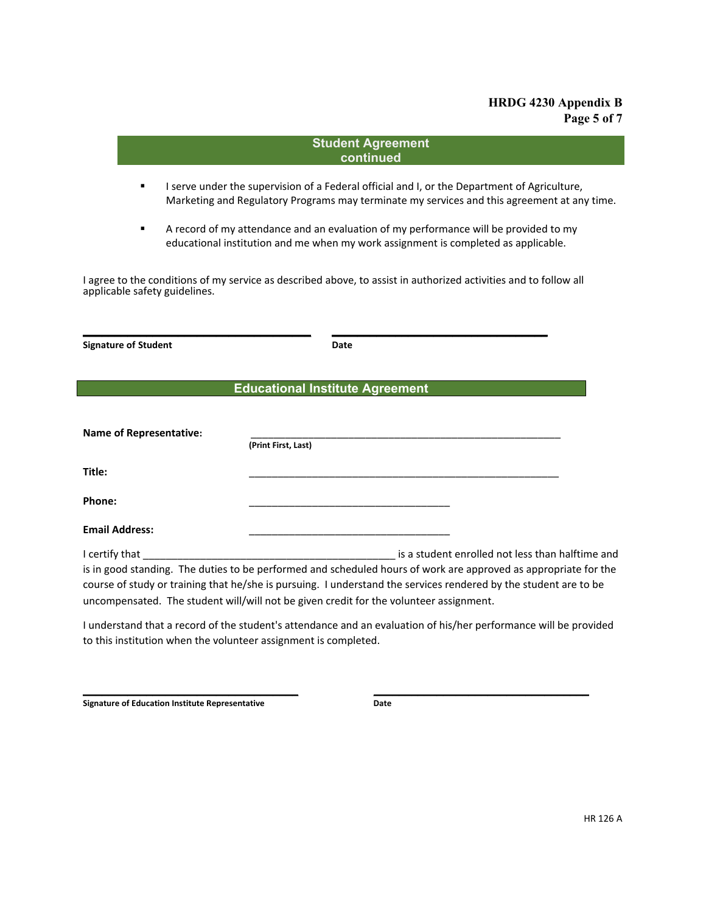## Student Agreement continued

- I serve under the supervision of a Federal official and I, or the Department of Agriculture, Marketing and Regulatory Programs may terminate my services and this agreement at any time.
- A record of my attendance and an evaluation of my performance will be provided to my educational institution and me when my work assignment is completed as applicable.

I agree to the conditions of my service as described above, to assist in authorized activities and to follow all applicable safety guidelines.

**Signature of Student** ______________________ **Date** ______________________

## Educational Institute Agreement

**Name of Representative:** ____________________________________________
(Print First, Last)

**Title:** ____________________________________________

**Phone:** ______________________________

**Email Address:** ______________________________

I certify that ______________________________________ is a student enrolled not less than halftime and is in good standing. The duties to be performed and scheduled hours of work are approved as appropriate for the course of study or training that he/she is pursuing. I understand the services rendered by the student are to be uncompensated. The student will/will not be given credit for the volunteer assignment.

I understand that a record of the student's attendance and an evaluation of his/her performance will be provided to this institution when the volunteer assignment is completed.

**Signature of Education Institute Representative** ______________________ **Date** ______________________

HR 126 A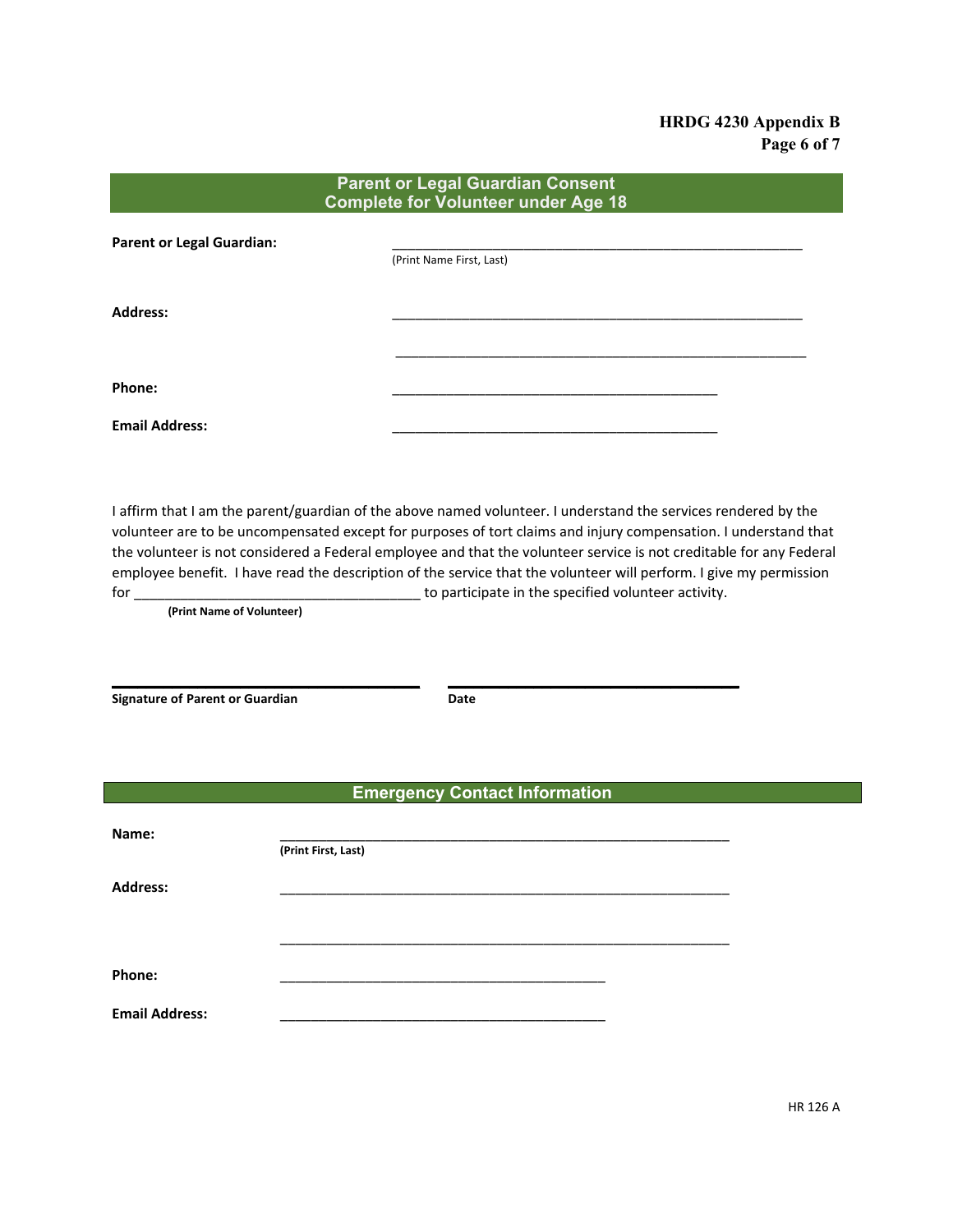## Parent or Legal Guardian Consent
## Complete for Volunteer under Age 18

**Parent or Legal Guardian:** ________________________________________________________
(Print Name First, Last)

**Address:** ________________________________________________________

________________________________________________________

**Phone:** ____________________________________________

**Email Address:** ____________________________________________

I affirm that I am the parent/guardian of the above named volunteer. I understand the services rendered by the volunteer are to be uncompensated except for purposes of tort claims and injury compensation. I understand that the volunteer is not considered a Federal employee and that the volunteer service is not creditable for any Federal employee benefit. I have read the description of the service that the volunteer will perform. I give my permission for _______________________________________ to participate in the specified volunteer activity.
**(Print Name of Volunteer)**

__________________________________________ __________________________________________
**Signature of Parent or Guardian** **Date**

## Emergency Contact Information

**Name:** ____________________________________________________________
**(Print First, Last)**

**Address:** ____________________________________________________________

____________________________________________________________

**Phone:** ____________________________________________

**Email Address:** ____________________________________________

HR 126 A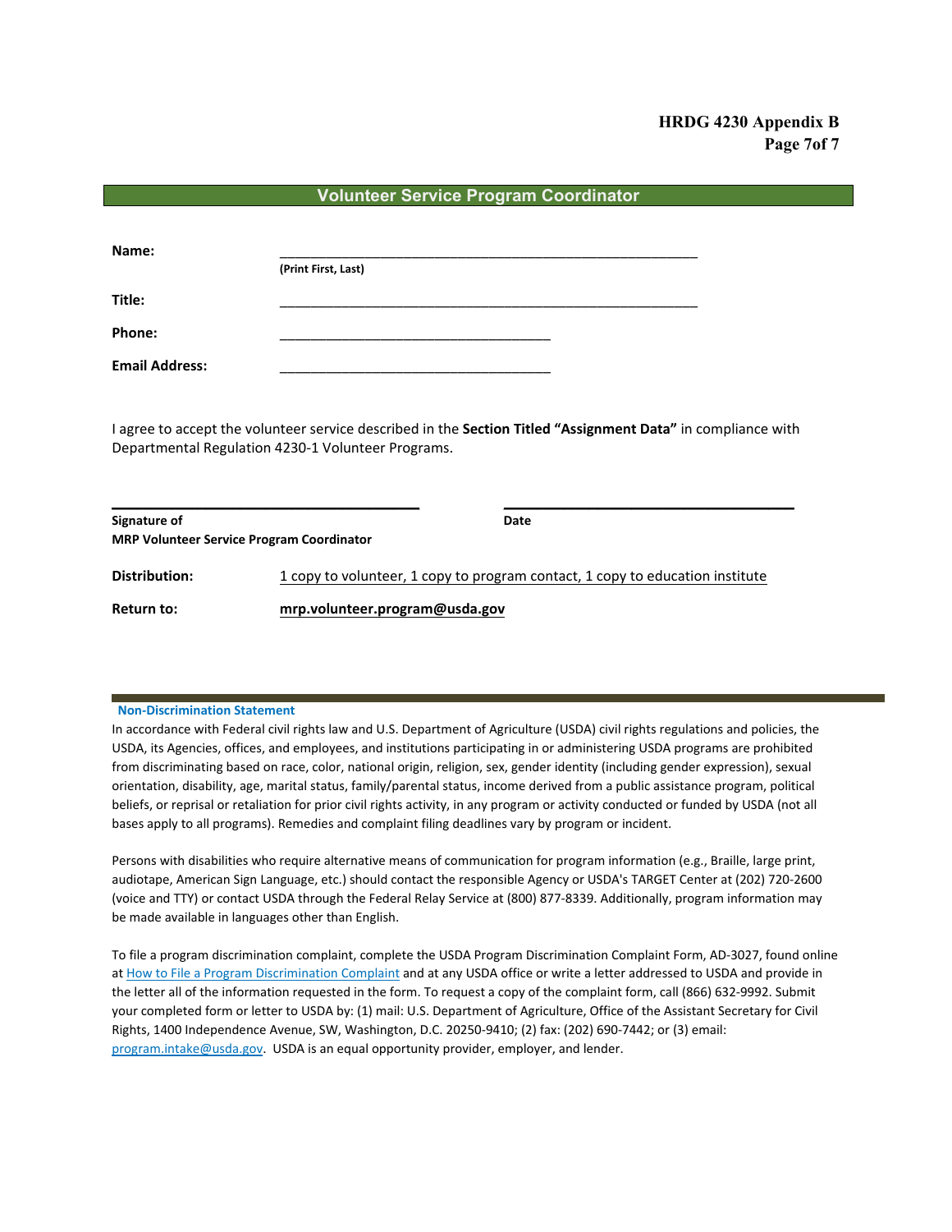## Volunteer Service Program Coordinator

**Name:** ________________________________________________
(Print First, Last)

**Title:** ________________________________________________

**Phone:** ________________________________

**Email Address:** ________________________________

I agree to accept the volunteer service described in the **Section Titled "Assignment Data"** in compliance with Departmental Regulation 4230-1 Volunteer Programs.

________________________________ ________________________________

**Signature of MRP Volunteer Service Program Coordinator** **Date**

**Distribution:** 1 copy to volunteer, 1 copy to program contact, 1 copy to education institute

**Return to:** **mrp.volunteer.program@usda.gov**

### Non-Discrimination Statement

In accordance with Federal civil rights law and U.S. Department of Agriculture (USDA) civil rights regulations and policies, the USDA, its Agencies, offices, and employees, and institutions participating in or administering USDA programs are prohibited from discriminating based on race, color, national origin, religion, sex, gender identity (including gender expression), sexual orientation, disability, age, marital status, family/parental status, income derived from a public assistance program, political beliefs, or reprisal or retaliation for prior civil rights activity, in any program or activity conducted or funded by USDA (not all bases apply to all programs). Remedies and complaint filing deadlines vary by program or incident.

Persons with disabilities who require alternative means of communication for program information (e.g., Braille, large print, audiotape, American Sign Language, etc.) should contact the responsible Agency or USDA's TARGET Center at (202) 720-2600 (voice and TTY) or contact USDA through the Federal Relay Service at (800) 877-8339. Additionally, program information may be made available in languages other than English.

To file a program discrimination complaint, complete the USDA Program Discrimination Complaint Form, AD-3027, found online at How to File a Program Discrimination Complaint and at any USDA office or write a letter addressed to USDA and provide in the letter all of the information requested in the form. To request a copy of the complaint form, call (866) 632-9992. Submit your completed form or letter to USDA by: (1) mail: U.S. Department of Agriculture, Office of the Assistant Secretary for Civil Rights, 1400 Independence Avenue, SW, Washington, D.C. 20250-9410; (2) fax: (202) 690-7442; or (3) email: program.intake@usda.gov. USDA is an equal opportunity provider, employer, and lender.